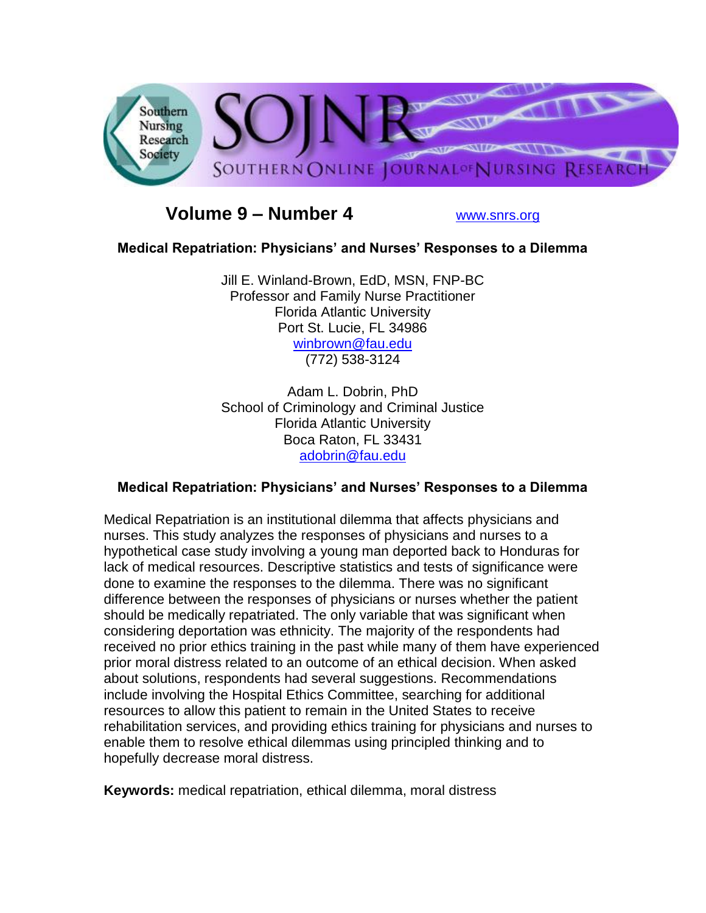# Volume 9 – Number 4

www.snrs.org

## Medical Repatriation: Physicians' and Nurses' Responses to a Dilemma

Jill E. Winland-Brown, EdD, MSN, FNP-BC
Professor and Family Nurse Practitioner
Florida Atlantic University
Port St. Lucie, FL 34986
winbrown@fau.edu
(772) 538-3124

Adam L. Dobrin, PhD
School of Criminology and Criminal Justice
Florida Atlantic University
Boca Raton, FL 33431
adobrin@fau.edu

## Medical Repatriation: Physicians' and Nurses' Responses to a Dilemma

Medical Repatriation is an institutional dilemma that affects physicians and nurses. This study analyzes the responses of physicians and nurses to a hypothetical case study involving a young man deported back to Honduras for lack of medical resources. Descriptive statistics and tests of significance were done to examine the responses to the dilemma. There was no significant difference between the responses of physicians or nurses whether the patient should be medically repatriated. The only variable that was significant when considering deportation was ethnicity. The majority of the respondents had received no prior ethics training in the past while many of them have experienced prior moral distress related to an outcome of an ethical decision. When asked about solutions, respondents had several suggestions. Recommendations include involving the Hospital Ethics Committee, searching for additional resources to allow this patient to remain in the United States to receive rehabilitation services, and providing ethics training for physicians and nurses to enable them to resolve ethical dilemmas using principled thinking and to hopefully decrease moral distress.

**Keywords:** medical repatriation, ethical dilemma, moral distress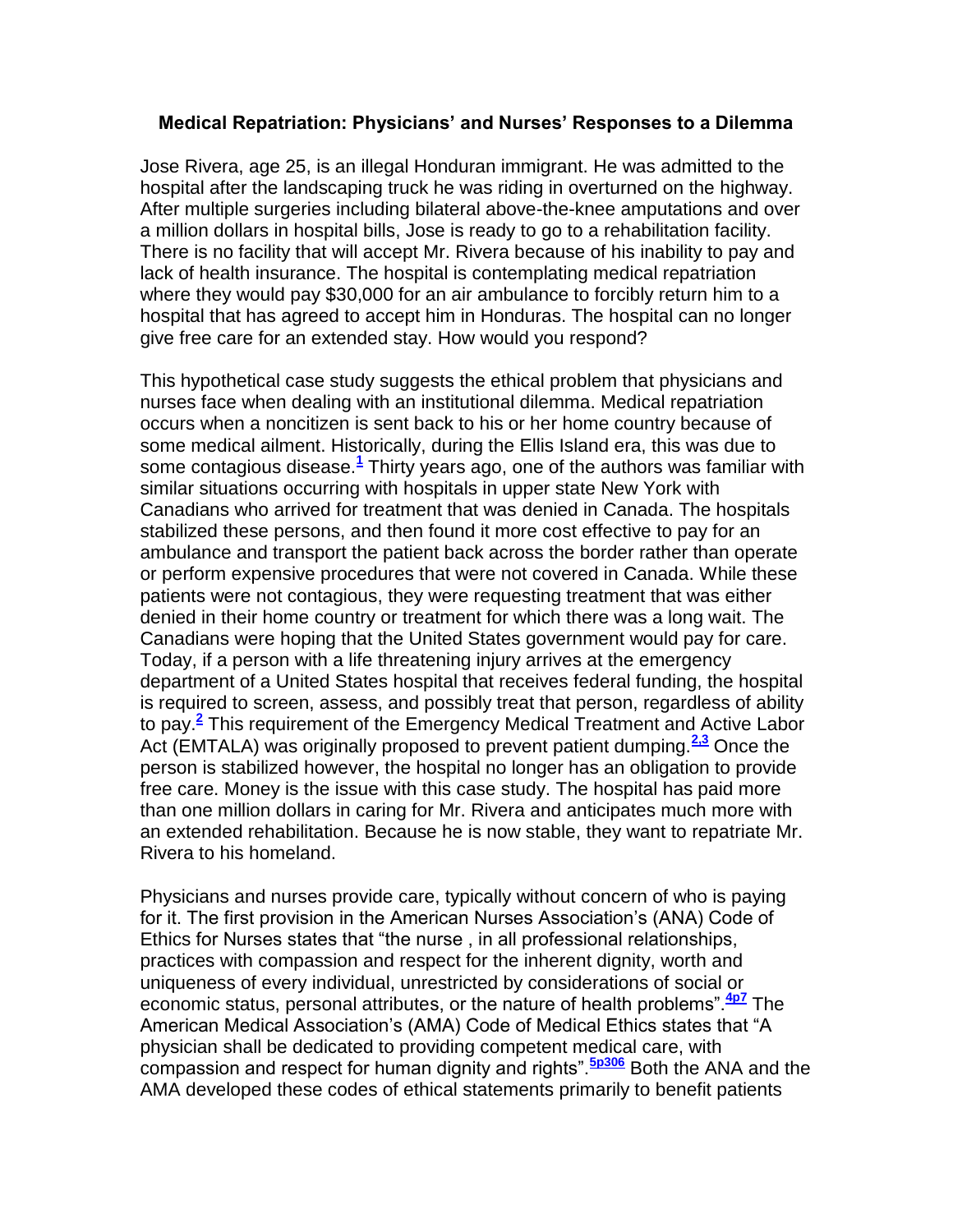**Medical Repatriation: Physicians' and Nurses' Responses to a Dilemma**

Jose Rivera, age 25, is an illegal Honduran immigrant. He was admitted to the hospital after the landscaping truck he was riding in overturned on the highway. After multiple surgeries including bilateral above-the-knee amputations and over a million dollars in hospital bills, Jose is ready to go to a rehabilitation facility. There is no facility that will accept Mr. Rivera because of his inability to pay and lack of health insurance. The hospital is contemplating medical repatriation where they would pay $30,000 for an air ambulance to forcibly return him to a hospital that has agreed to accept him in Honduras. The hospital can no longer give free care for an extended stay. How would you respond?

This hypothetical case study suggests the ethical problem that physicians and nurses face when dealing with an institutional dilemma. Medical repatriation occurs when a noncitizen is sent back to his or her home country because of some medical ailment. Historically, during the Ellis Island era, this was due to some contagious disease.[1] Thirty years ago, one of the authors was familiar with similar situations occurring with hospitals in upper state New York with Canadians who arrived for treatment that was denied in Canada. The hospitals stabilized these persons, and then found it more cost effective to pay for an ambulance and transport the patient back across the border rather than operate or perform expensive procedures that were not covered in Canada. While these patients were not contagious, they were requesting treatment that was either denied in their home country or treatment for which there was a long wait. The Canadians were hoping that the United States government would pay for care. Today, if a person with a life threatening injury arrives at the emergency department of a United States hospital that receives federal funding, the hospital is required to screen, assess, and possibly treat that person, regardless of ability to pay.[2] This requirement of the Emergency Medical Treatment and Active Labor Act (EMTALA) was originally proposed to prevent patient dumping.[2,3] Once the person is stabilized however, the hospital no longer has an obligation to provide free care. Money is the issue with this case study. The hospital has paid more than one million dollars in caring for Mr. Rivera and anticipates much more with an extended rehabilitation. Because he is now stable, they want to repatriate Mr. Rivera to his homeland.

Physicians and nurses provide care, typically without concern of who is paying for it. The first provision in the American Nurses Association's (ANA) Code of Ethics for Nurses states that "the nurse , in all professional relationships, practices with compassion and respect for the inherent dignity, worth and uniqueness of every individual, unrestricted by considerations of social or economic status, personal attributes, or the nature of health problems".[4p7] The American Medical Association's (AMA) Code of Medical Ethics states that "A physician shall be dedicated to providing competent medical care, with compassion and respect for human dignity and rights".[5p306] Both the ANA and the AMA developed these codes of ethical statements primarily to benefit patients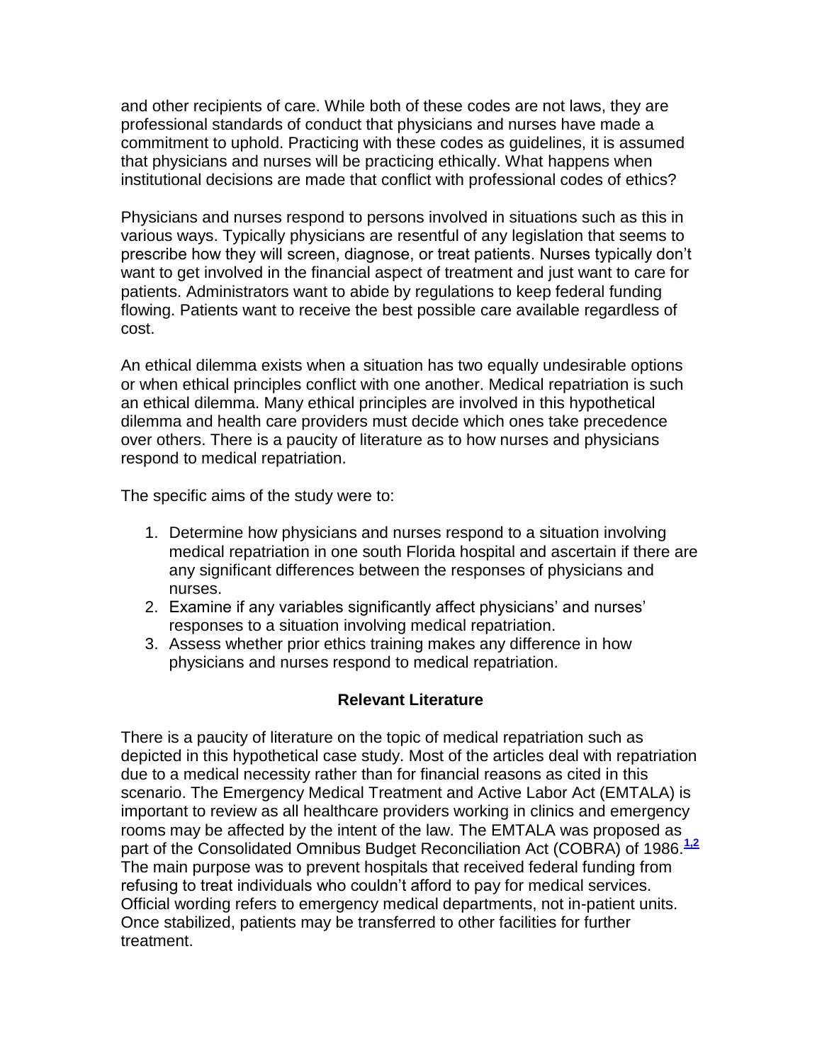and other recipients of care. While both of these codes are not laws, they are professional standards of conduct that physicians and nurses have made a commitment to uphold. Practicing with these codes as guidelines, it is assumed that physicians and nurses will be practicing ethically. What happens when institutional decisions are made that conflict with professional codes of ethics?

Physicians and nurses respond to persons involved in situations such as this in various ways. Typically physicians are resentful of any legislation that seems to prescribe how they will screen, diagnose, or treat patients. Nurses typically don't want to get involved in the financial aspect of treatment and just want to care for patients. Administrators want to abide by regulations to keep federal funding flowing. Patients want to receive the best possible care available regardless of cost.

An ethical dilemma exists when a situation has two equally undesirable options or when ethical principles conflict with one another. Medical repatriation is such an ethical dilemma. Many ethical principles are involved in this hypothetical dilemma and health care providers must decide which ones take precedence over others. There is a paucity of literature as to how nurses and physicians respond to medical repatriation.

The specific aims of the study were to:

1. Determine how physicians and nurses respond to a situation involving medical repatriation in one south Florida hospital and ascertain if there are any significant differences between the responses of physicians and nurses.
2. Examine if any variables significantly affect physicians' and nurses' responses to a situation involving medical repatriation.
3. Assess whether prior ethics training makes any difference in how physicians and nurses respond to medical repatriation.

## Relevant Literature

There is a paucity of literature on the topic of medical repatriation such as depicted in this hypothetical case study. Most of the articles deal with repatriation due to a medical necessity rather than for financial reasons as cited in this scenario. The Emergency Medical Treatment and Active Labor Act (EMTALA) is important to review as all healthcare providers working in clinics and emergency rooms may be affected by the intent of the law. The EMTALA was proposed as part of the Consolidated Omnibus Budget Reconciliation Act (COBRA) of 1986.[1,2] The main purpose was to prevent hospitals that received federal funding from refusing to treat individuals who couldn't afford to pay for medical services. Official wording refers to emergency medical departments, not in-patient units. Once stabilized, patients may be transferred to other facilities for further treatment.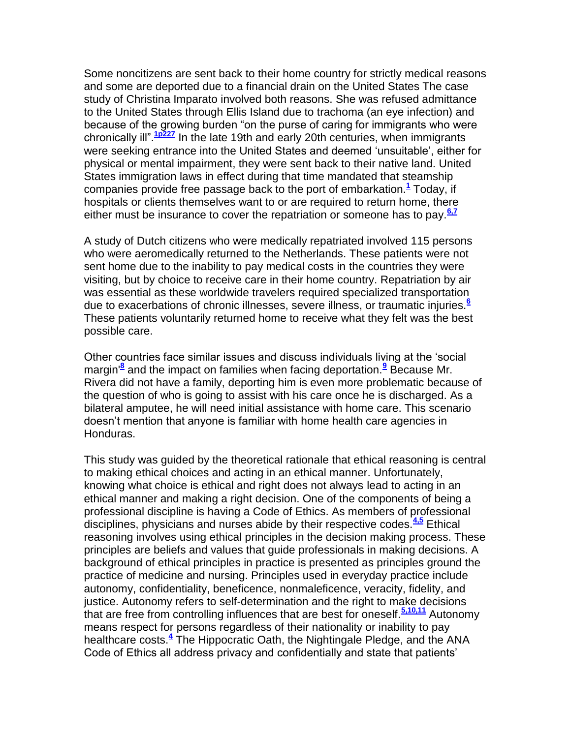Some noncitizens are sent back to their home country for strictly medical reasons and some are deported due to a financial drain on the United States The case study of Christina Imparato involved both reasons. She was refused admittance to the United States through Ellis Island due to trachoma (an eye infection) and because of the growing burden "on the purse of caring for immigrants who were chronically ill".[1p227] In the late 19th and early 20th centuries, when immigrants were seeking entrance into the United States and deemed 'unsuitable', either for physical or mental impairment, they were sent back to their native land. United States immigration laws in effect during that time mandated that steamship companies provide free passage back to the port of embarkation.[1] Today, if hospitals or clients themselves want to or are required to return home, there either must be insurance to cover the repatriation or someone has to pay.[6,7]

A study of Dutch citizens who were medically repatriated involved 115 persons who were aeromedically returned to the Netherlands. These patients were not sent home due to the inability to pay medical costs in the countries they were visiting, but by choice to receive care in their home country. Repatriation by air was essential as these worldwide travelers required specialized transportation due to exacerbations of chronic illnesses, severe illness, or traumatic injuries.[6] These patients voluntarily returned home to receive what they felt was the best possible care.

Other countries face similar issues and discuss individuals living at the 'social margin'[8] and the impact on families when facing deportation.[9] Because Mr. Rivera did not have a family, deporting him is even more problematic because of the question of who is going to assist with his care once he is discharged. As a bilateral amputee, he will need initial assistance with home care. This scenario doesn't mention that anyone is familiar with home health care agencies in Honduras.

This study was guided by the theoretical rationale that ethical reasoning is central to making ethical choices and acting in an ethical manner. Unfortunately, knowing what choice is ethical and right does not always lead to acting in an ethical manner and making a right decision. One of the components of being a professional discipline is having a Code of Ethics. As members of professional disciplines, physicians and nurses abide by their respective codes.[4,5] Ethical reasoning involves using ethical principles in the decision making process. These principles are beliefs and values that guide professionals in making decisions. A background of ethical principles in practice is presented as principles ground the practice of medicine and nursing. Principles used in everyday practice include autonomy, confidentiality, beneficence, nonmaleficence, veracity, fidelity, and justice. Autonomy refers to self-determination and the right to make decisions that are free from controlling influences that are best for oneself.[5,10,11] Autonomy means respect for persons regardless of their nationality or inability to pay healthcare costs.[4] The Hippocratic Oath, the Nightingale Pledge, and the ANA Code of Ethics all address privacy and confidentially and state that patients'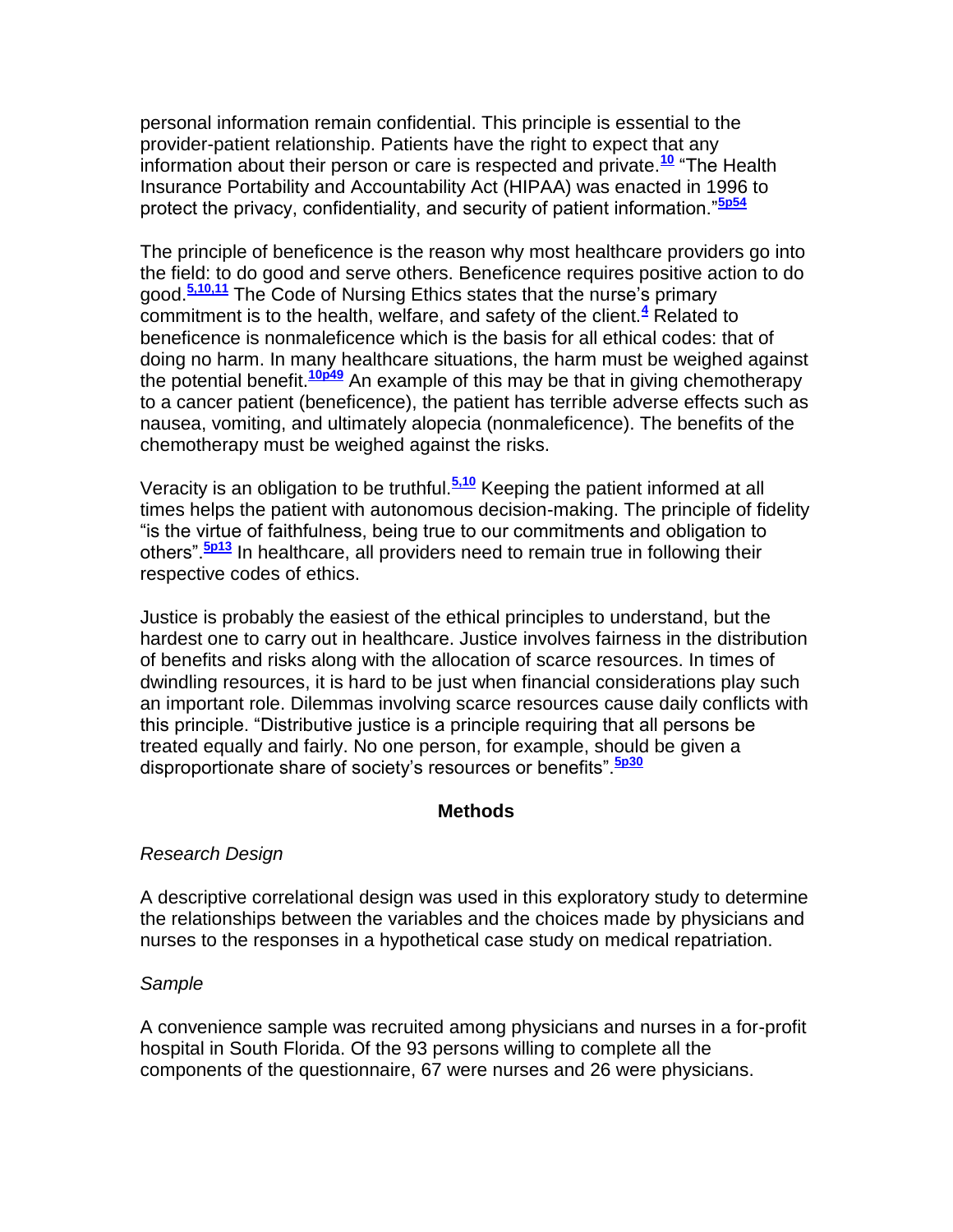personal information remain confidential. This principle is essential to the provider-patient relationship. Patients have the right to expect that any information about their person or care is respected and private.[10] "The Health Insurance Portability and Accountability Act (HIPAA) was enacted in 1996 to protect the privacy, confidentiality, and security of patient information."[5p54]

The principle of beneficence is the reason why most healthcare providers go into the field: to do good and serve others. Beneficence requires positive action to do good.[5,10,11] The Code of Nursing Ethics states that the nurse's primary commitment is to the health, welfare, and safety of the client.[4] Related to beneficence is nonmaleficence which is the basis for all ethical codes: that of doing no harm. In many healthcare situations, the harm must be weighed against the potential benefit.[10p49] An example of this may be that in giving chemotherapy to a cancer patient (beneficence), the patient has terrible adverse effects such as nausea, vomiting, and ultimately alopecia (nonmaleficence). The benefits of the chemotherapy must be weighed against the risks.

Veracity is an obligation to be truthful.[5,10] Keeping the patient informed at all times helps the patient with autonomous decision-making. The principle of fidelity "is the virtue of faithfulness, being true to our commitments and obligation to others".[5p13] In healthcare, all providers need to remain true in following their respective codes of ethics.

Justice is probably the easiest of the ethical principles to understand, but the hardest one to carry out in healthcare. Justice involves fairness in the distribution of benefits and risks along with the allocation of scarce resources. In times of dwindling resources, it is hard to be just when financial considerations play such an important role. Dilemmas involving scarce resources cause daily conflicts with this principle. "Distributive justice is a principle requiring that all persons be treated equally and fairly. No one person, for example, should be given a disproportionate share of society's resources or benefits".[5p30]

## Methods

*Research Design*

A descriptive correlational design was used in this exploratory study to determine the relationships between the variables and the choices made by physicians and nurses to the responses in a hypothetical case study on medical repatriation.

*Sample*

A convenience sample was recruited among physicians and nurses in a for-profit hospital in South Florida. Of the 93 persons willing to complete all the components of the questionnaire, 67 were nurses and 26 were physicians.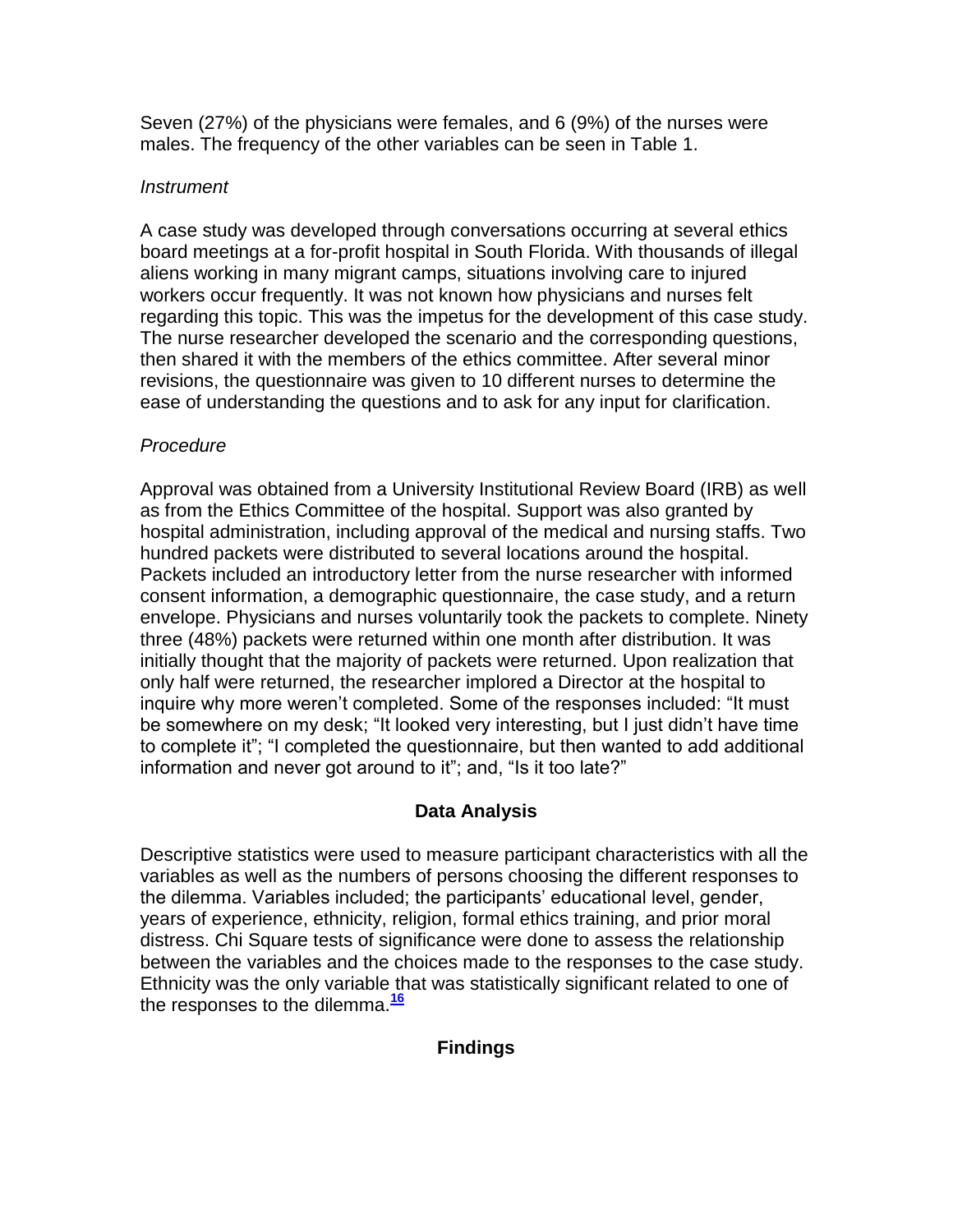Seven (27%) of the physicians were females, and 6 (9%) of the nurses were males. The frequency of the other variables can be seen in Table 1.

*Instrument*

A case study was developed through conversations occurring at several ethics board meetings at a for-profit hospital in South Florida. With thousands of illegal aliens working in many migrant camps, situations involving care to injured workers occur frequently. It was not known how physicians and nurses felt regarding this topic. This was the impetus for the development of this case study. The nurse researcher developed the scenario and the corresponding questions, then shared it with the members of the ethics committee. After several minor revisions, the questionnaire was given to 10 different nurses to determine the ease of understanding the questions and to ask for any input for clarification.

*Procedure*

Approval was obtained from a University Institutional Review Board (IRB) as well as from the Ethics Committee of the hospital. Support was also granted by hospital administration, including approval of the medical and nursing staffs. Two hundred packets were distributed to several locations around the hospital. Packets included an introductory letter from the nurse researcher with informed consent information, a demographic questionnaire, the case study, and a return envelope. Physicians and nurses voluntarily took the packets to complete. Ninety three (48%) packets were returned within one month after distribution. It was initially thought that the majority of packets were returned. Upon realization that only half were returned, the researcher implored a Director at the hospital to inquire why more weren't completed. Some of the responses included: "It must be somewhere on my desk; "It looked very interesting, but I just didn't have time to complete it"; "I completed the questionnaire, but then wanted to add additional information and never got around to it"; and, "Is it too late?"

## Data Analysis

Descriptive statistics were used to measure participant characteristics with all the variables as well as the numbers of persons choosing the different responses to the dilemma. Variables included; the participants' educational level, gender, years of experience, ethnicity, religion, formal ethics training, and prior moral distress. Chi Square tests of significance were done to assess the relationship between the variables and the choices made to the responses to the case study. Ethnicity was the only variable that was statistically significant related to one of the responses to the dilemma.[16]

## Findings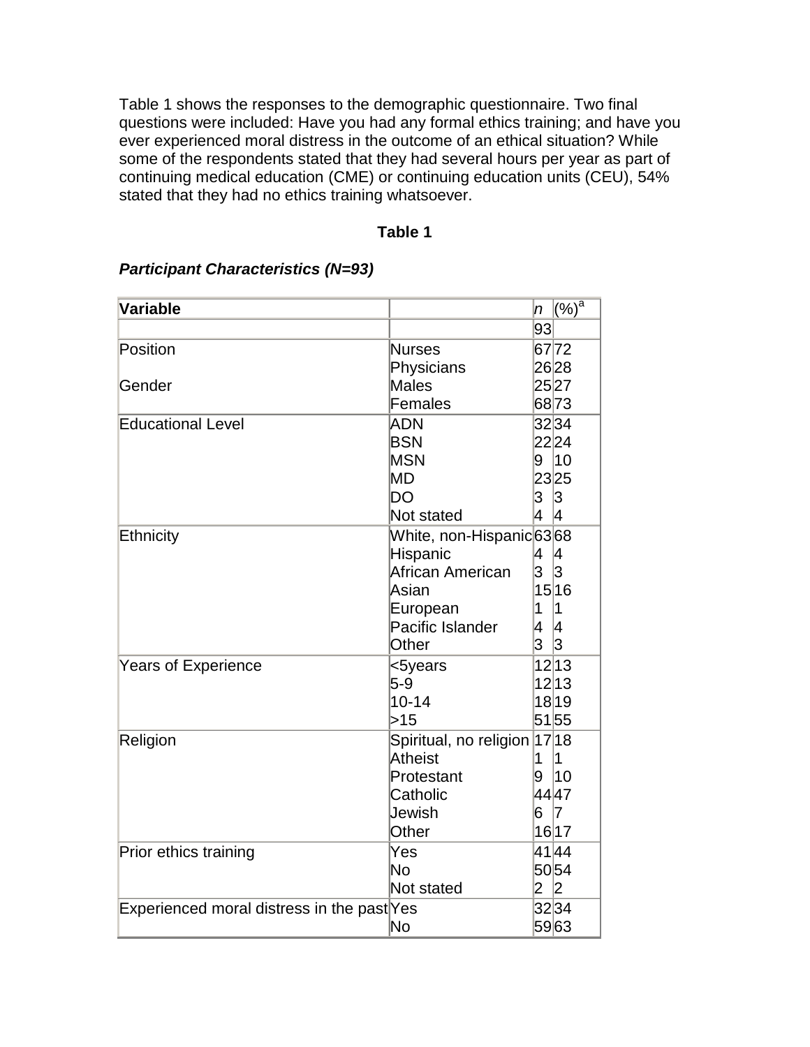Table 1 shows the responses to the demographic questionnaire. Two final questions were included: Have you had any formal ethics training; and have you ever experienced moral distress in the outcome of an ethical situation? While some of the respondents stated that they had several hours per year as part of continuing medical education (CME) or continuing education units (CEU), 54% stated that they had no ethics training whatsoever.

**Table 1**

***Participant Characteristics (N=93)***

| Variable | | *n* | (%)[a] |
|---|---|---|---|
| | | 93 | |
| Position | Nurses | 67 | 72 |
| | Physicians | 26 | 28 |
| Gender | Males | 25 | 27 |
| | Females | 68 | 73 |
| Educational Level | ADN | 32 | 34 |
| | BSN | 22 | 24 |
| | MSN | 9 | 10 |
| | MD | 23 | 25 |
| | DO | 3 | 3 |
| | Not stated | 4 | 4 |
| Ethnicity | White, non-Hispanic | 63 | 68 |
| | Hispanic | 4 | 4 |
| | African American | 3 | 3 |
| | Asian | 15 | 16 |
| | European | 1 | 1 |
| | Pacific Islander | 4 | 4 |
| | Other | 3 | 3 |
| Years of Experience | <5years | 12 | 13 |
| | 5-9 | 12 | 13 |
| | 10-14 | 18 | 19 |
| | >15 | 51 | 55 |
| Religion | Spiritual, no religion | 17 | 18 |
| | Atheist | 1 | 1 |
| | Protestant | 9 | 10 |
| | Catholic | 44 | 47 |
| | Jewish | 6 | 7 |
| | Other | 16 | 17 |
| Prior ethics training | Yes | 41 | 44 |
| | No | 50 | 54 |
| | Not stated | 2 | 2 |
| Experienced moral distress in the past | Yes | 32 | 34 |
| | No | 59 | 63 |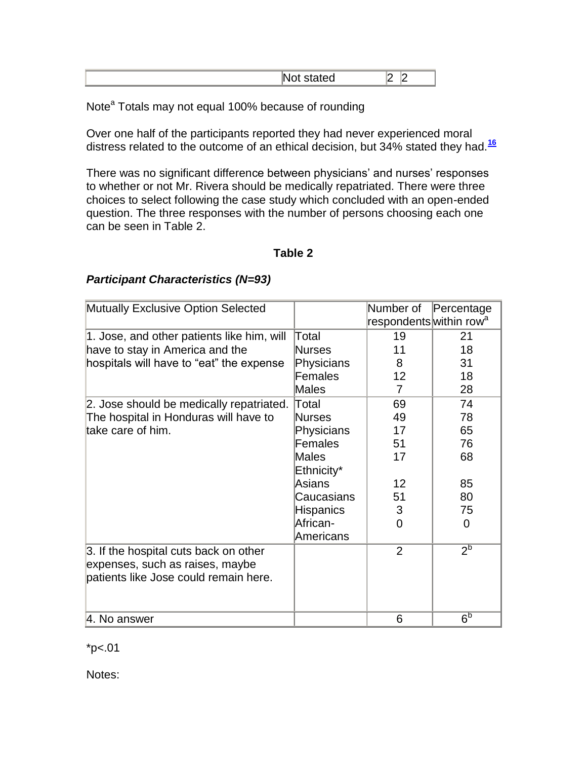| | Not stated | 2 | 2 |
|---|---|---|---|

Note[a] Totals may not equal 100% because of rounding

Over one half of the participants reported they had never experienced moral distress related to the outcome of an ethical decision, but 34% stated they had.[16]

There was no significant difference between physicians' and nurses' responses to whether or not Mr. Rivera should be medically repatriated. There were three choices to select following the case study which concluded with an open-ended question. The three responses with the number of persons choosing each one can be seen in Table 2.

**Table 2**

***Participant Characteristics (N=93)***

| Mutually Exclusive Option Selected | | Number of respondents | Percentage within row[a] |
|---|---|---|---|
| 1. Jose, and other patients like him, will have to stay in America and the hospitals will have to "eat" the expense | Total | 19 | 21 |
| | Nurses | 11 | 18 |
| | Physicians | 8 | 31 |
| | Females | 12 | 18 |
| | Males | 7 | 28 |
| 2. Jose should be medically repatriated. The hospital in Honduras will have to take care of him. | Total | 69 | 74 |
| | Nurses | 49 | 78 |
| | Physicians | 17 | 65 |
| | Females | 51 | 76 |
| | Males | 17 | 68 |
| | Ethnicity* | | |
| | Asians | 12 | 85 |
| | Caucasians | 51 | 80 |
| | Hispanics | 3 | 75 |
| | African-Americans | 0 | 0 |
| 3. If the hospital cuts back on other expenses, such as raises, maybe patients like Jose could remain here. | | 2 | 2[b] |
| 4. No answer | | 6 | 6[b] |

*$p<.01$

Notes: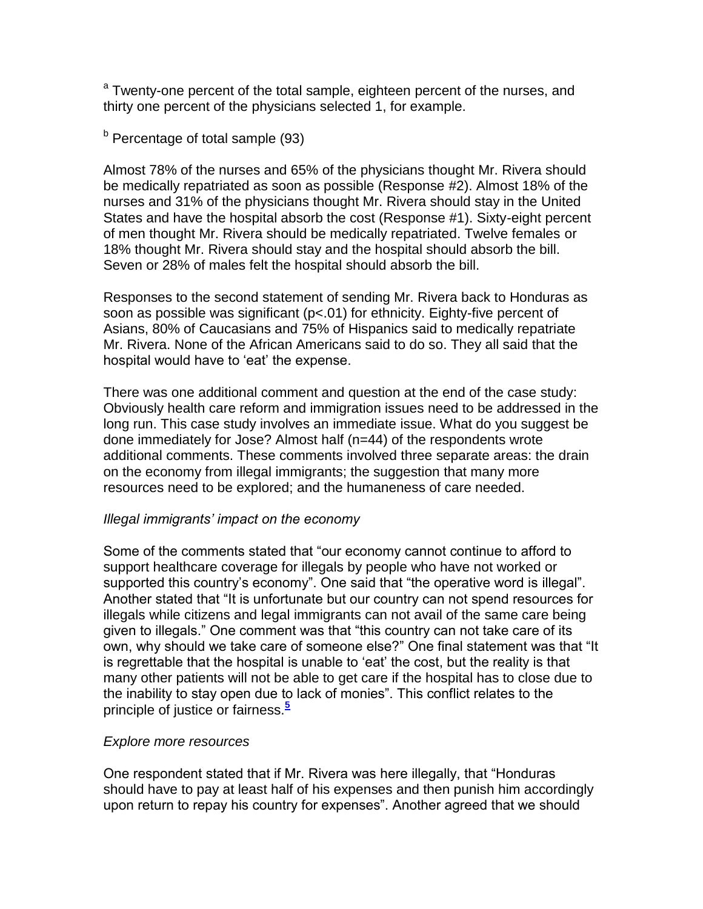[a] Twenty-one percent of the total sample, eighteen percent of the nurses, and thirty one percent of the physicians selected 1, for example.

[b] Percentage of total sample (93)

Almost 78% of the nurses and 65% of the physicians thought Mr. Rivera should be medically repatriated as soon as possible (Response #2). Almost 18% of the nurses and 31% of the physicians thought Mr. Rivera should stay in the United States and have the hospital absorb the cost (Response #1). Sixty-eight percent of men thought Mr. Rivera should be medically repatriated. Twelve females or 18% thought Mr. Rivera should stay and the hospital should absorb the bill. Seven or 28% of males felt the hospital should absorb the bill.

Responses to the second statement of sending Mr. Rivera back to Honduras as soon as possible was significant ($p<.01$) for ethnicity. Eighty-five percent of Asians, 80% of Caucasians and 75% of Hispanics said to medically repatriate Mr. Rivera. None of the African Americans said to do so. They all said that the hospital would have to 'eat' the expense.

There was one additional comment and question at the end of the case study: Obviously health care reform and immigration issues need to be addressed in the long run. This case study involves an immediate issue. What do you suggest be done immediately for Jose? Almost half (n=44) of the respondents wrote additional comments. These comments involved three separate areas: the drain on the economy from illegal immigrants; the suggestion that many more resources need to be explored; and the humaneness of care needed.

*Illegal immigrants' impact on the economy*

Some of the comments stated that "our economy cannot continue to afford to support healthcare coverage for illegals by people who have not worked or supported this country's economy". One said that "the operative word is illegal". Another stated that "It is unfortunate but our country can not spend resources for illegals while citizens and legal immigrants can not avail of the same care being given to illegals." One comment was that "this country can not take care of its own, why should we take care of someone else?" One final statement was that "It is regrettable that the hospital is unable to 'eat' the cost, but the reality is that many other patients will not be able to get care if the hospital has to close due to the inability to stay open due to lack of monies". This conflict relates to the principle of justice or fairness.[5]

*Explore more resources*

One respondent stated that if Mr. Rivera was here illegally, that "Honduras should have to pay at least half of his expenses and then punish him accordingly upon return to repay his country for expenses". Another agreed that we should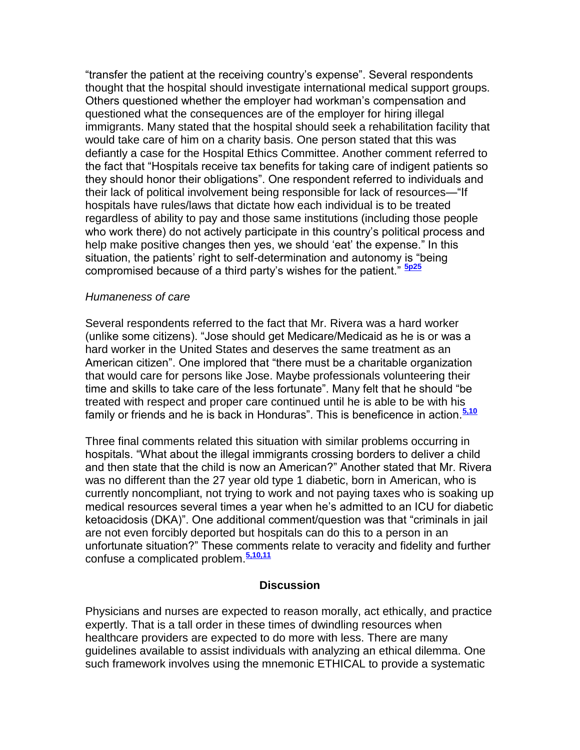"transfer the patient at the receiving country's expense". Several respondents thought that the hospital should investigate international medical support groups. Others questioned whether the employer had workman's compensation and questioned what the consequences are of the employer for hiring illegal immigrants. Many stated that the hospital should seek a rehabilitation facility that would take care of him on a charity basis. One person stated that this was defiantly a case for the Hospital Ethics Committee. Another comment referred to the fact that "Hospitals receive tax benefits for taking care of indigent patients so they should honor their obligations". One respondent referred to individuals and their lack of political involvement being responsible for lack of resources—"If hospitals have rules/laws that dictate how each individual is to be treated regardless of ability to pay and those same institutions (including those people who work there) do not actively participate in this country's political process and help make positive changes then yes, we should 'eat' the expense." In this situation, the patients' right to self-determination and autonomy is "being compromised because of a third party's wishes for the patient." [5p25]

*Humaneness of care*

Several respondents referred to the fact that Mr. Rivera was a hard worker (unlike some citizens). "Jose should get Medicare/Medicaid as he is or was a hard worker in the United States and deserves the same treatment as an American citizen". One implored that "there must be a charitable organization that would care for persons like Jose. Maybe professionals volunteering their time and skills to take care of the less fortunate". Many felt that he should "be treated with respect and proper care continued until he is able to be with his family or friends and he is back in Honduras". This is beneficence in action.[5,10]

Three final comments related this situation with similar problems occurring in hospitals. "What about the illegal immigrants crossing borders to deliver a child and then state that the child is now an American?" Another stated that Mr. Rivera was no different than the 27 year old type 1 diabetic, born in American, who is currently noncompliant, not trying to work and not paying taxes who is soaking up medical resources several times a year when he's admitted to an ICU for diabetic ketoacidosis (DKA)". One additional comment/question was that "criminals in jail are not even forcibly deported but hospitals can do this to a person in an unfortunate situation?" These comments relate to veracity and fidelity and further confuse a complicated problem.[5,10,11]

## Discussion

Physicians and nurses are expected to reason morally, act ethically, and practice expertly. That is a tall order in these times of dwindling resources when healthcare providers are expected to do more with less. There are many guidelines available to assist individuals with analyzing an ethical dilemma. One such framework involves using the mnemonic ETHICAL to provide a systematic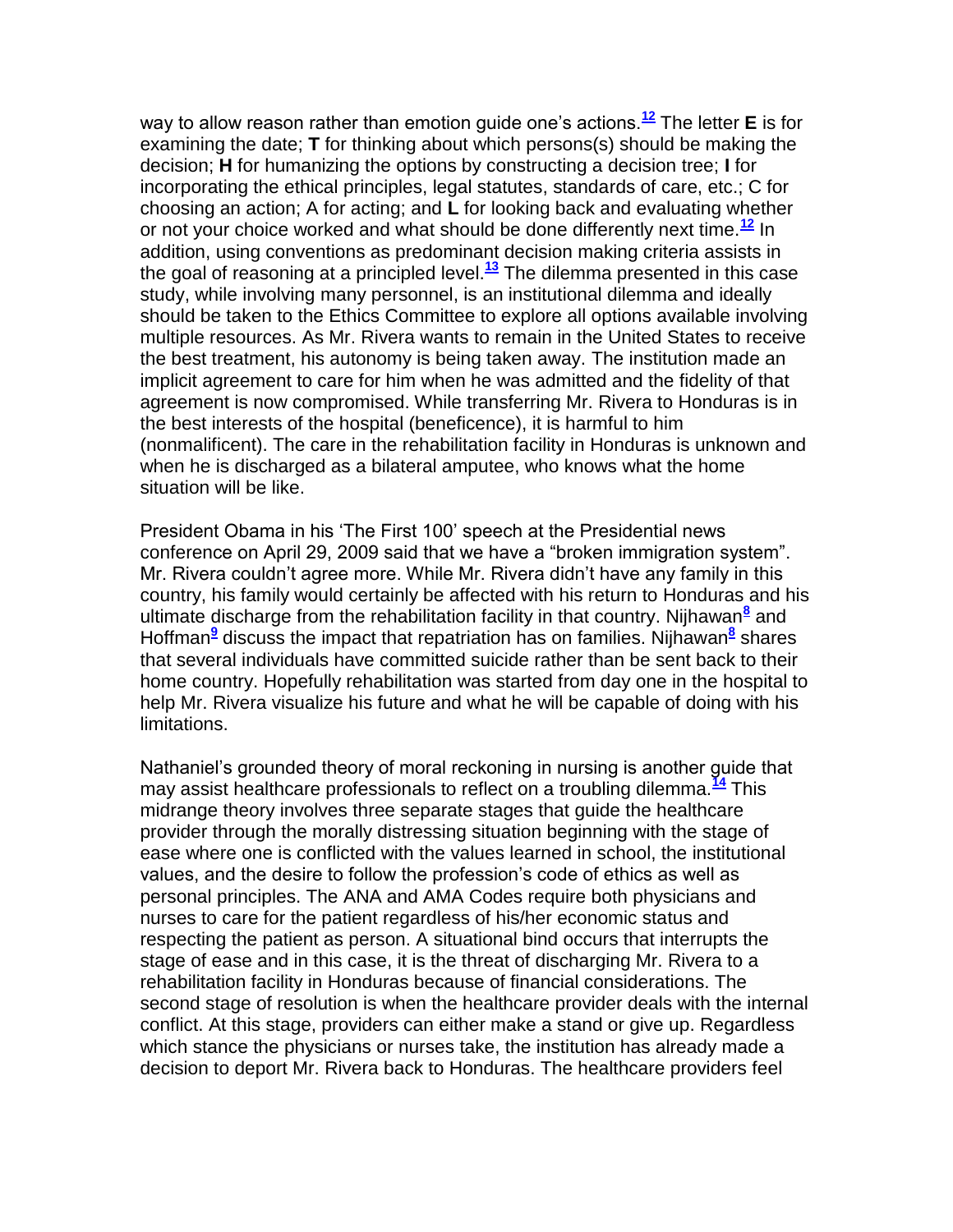way to allow reason rather than emotion guide one's actions.[12] The letter **E** is for examining the date; **T** for thinking about which persons(s) should be making the decision; **H** for humanizing the options by constructing a decision tree; **I** for incorporating the ethical principles, legal statutes, standards of care, etc.; C for choosing an action; A for acting; and **L** for looking back and evaluating whether or not your choice worked and what should be done differently next time.[12] In addition, using conventions as predominant decision making criteria assists in the goal of reasoning at a principled level.[13] The dilemma presented in this case study, while involving many personnel, is an institutional dilemma and ideally should be taken to the Ethics Committee to explore all options available involving multiple resources. As Mr. Rivera wants to remain in the United States to receive the best treatment, his autonomy is being taken away. The institution made an implicit agreement to care for him when he was admitted and the fidelity of that agreement is now compromised. While transferring Mr. Rivera to Honduras is in the best interests of the hospital (beneficence), it is harmful to him (nonmalificent). The care in the rehabilitation facility in Honduras is unknown and when he is discharged as a bilateral amputee, who knows what the home situation will be like.

President Obama in his 'The First 100' speech at the Presidential news conference on April 29, 2009 said that we have a "broken immigration system". Mr. Rivera couldn't agree more. While Mr. Rivera didn't have any family in this country, his family would certainly be affected with his return to Honduras and his ultimate discharge from the rehabilitation facility in that country. Nijhawan[8] and Hoffman[9] discuss the impact that repatriation has on families. Nijhawan[8] shares that several individuals have committed suicide rather than be sent back to their home country. Hopefully rehabilitation was started from day one in the hospital to help Mr. Rivera visualize his future and what he will be capable of doing with his limitations.

Nathaniel's grounded theory of moral reckoning in nursing is another guide that may assist healthcare professionals to reflect on a troubling dilemma.[14] This midrange theory involves three separate stages that guide the healthcare provider through the morally distressing situation beginning with the stage of ease where one is conflicted with the values learned in school, the institutional values, and the desire to follow the profession's code of ethics as well as personal principles. The ANA and AMA Codes require both physicians and nurses to care for the patient regardless of his/her economic status and respecting the patient as person. A situational bind occurs that interrupts the stage of ease and in this case, it is the threat of discharging Mr. Rivera to a rehabilitation facility in Honduras because of financial considerations. The second stage of resolution is when the healthcare provider deals with the internal conflict. At this stage, providers can either make a stand or give up. Regardless which stance the physicians or nurses take, the institution has already made a decision to deport Mr. Rivera back to Honduras. The healthcare providers feel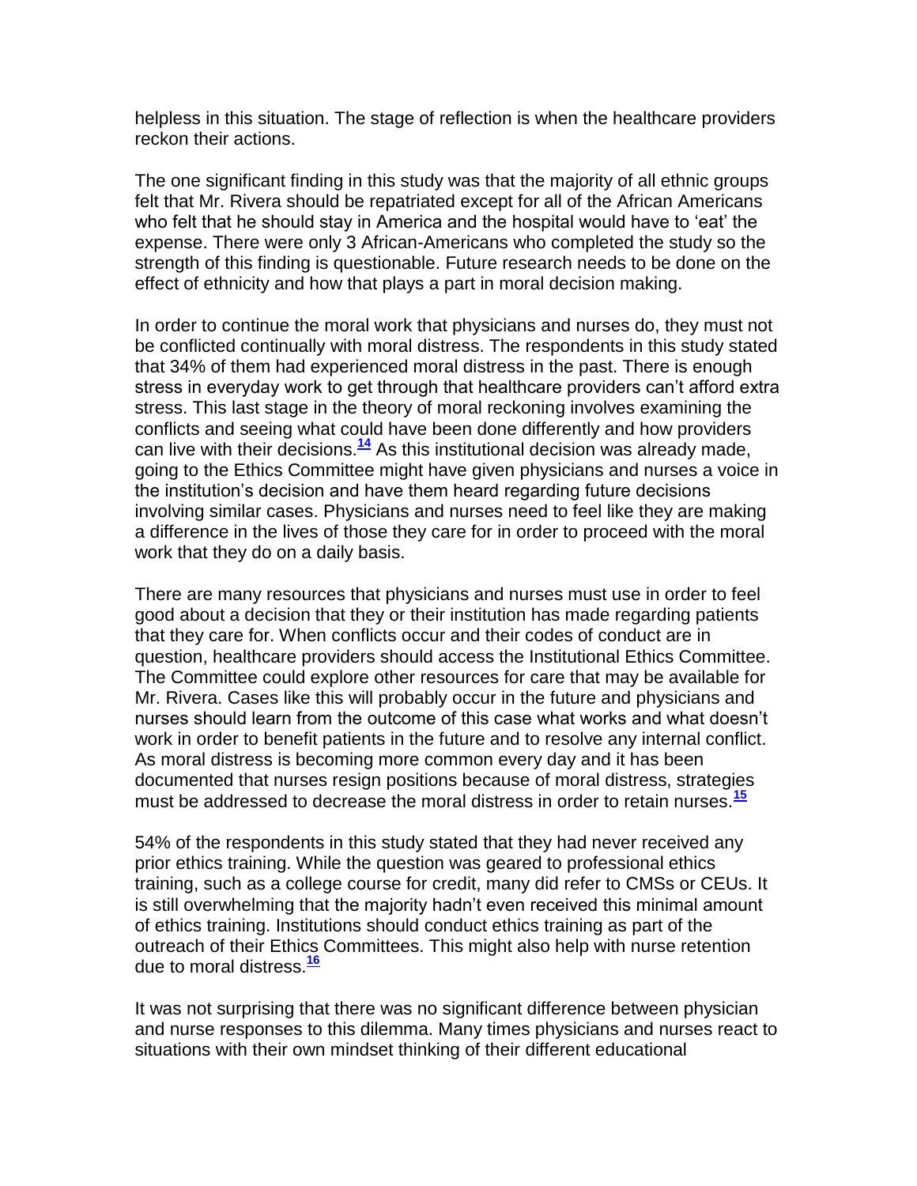helpless in this situation. The stage of reflection is when the healthcare providers reckon their actions.

The one significant finding in this study was that the majority of all ethnic groups felt that Mr. Rivera should be repatriated except for all of the African Americans who felt that he should stay in America and the hospital would have to 'eat' the expense. There were only 3 African-Americans who completed the study so the strength of this finding is questionable. Future research needs to be done on the effect of ethnicity and how that plays a part in moral decision making.

In order to continue the moral work that physicians and nurses do, they must not be conflicted continually with moral distress. The respondents in this study stated that 34% of them had experienced moral distress in the past. There is enough stress in everyday work to get through that healthcare providers can't afford extra stress. This last stage in the theory of moral reckoning involves examining the conflicts and seeing what could have been done differently and how providers can live with their decisions.[14] As this institutional decision was already made, going to the Ethics Committee might have given physicians and nurses a voice in the institution's decision and have them heard regarding future decisions involving similar cases. Physicians and nurses need to feel like they are making a difference in the lives of those they care for in order to proceed with the moral work that they do on a daily basis.

There are many resources that physicians and nurses must use in order to feel good about a decision that they or their institution has made regarding patients that they care for. When conflicts occur and their codes of conduct are in question, healthcare providers should access the Institutional Ethics Committee. The Committee could explore other resources for care that may be available for Mr. Rivera. Cases like this will probably occur in the future and physicians and nurses should learn from the outcome of this case what works and what doesn't work in order to benefit patients in the future and to resolve any internal conflict. As moral distress is becoming more common every day and it has been documented that nurses resign positions because of moral distress, strategies must be addressed to decrease the moral distress in order to retain nurses.[15]

54% of the respondents in this study stated that they had never received any prior ethics training. While the question was geared to professional ethics training, such as a college course for credit, many did refer to CMSs or CEUs. It is still overwhelming that the majority hadn't even received this minimal amount of ethics training. Institutions should conduct ethics training as part of the outreach of their Ethics Committees. This might also help with nurse retention due to moral distress.[16]

It was not surprising that there was no significant difference between physician and nurse responses to this dilemma. Many times physicians and nurses react to situations with their own mindset thinking of their different educational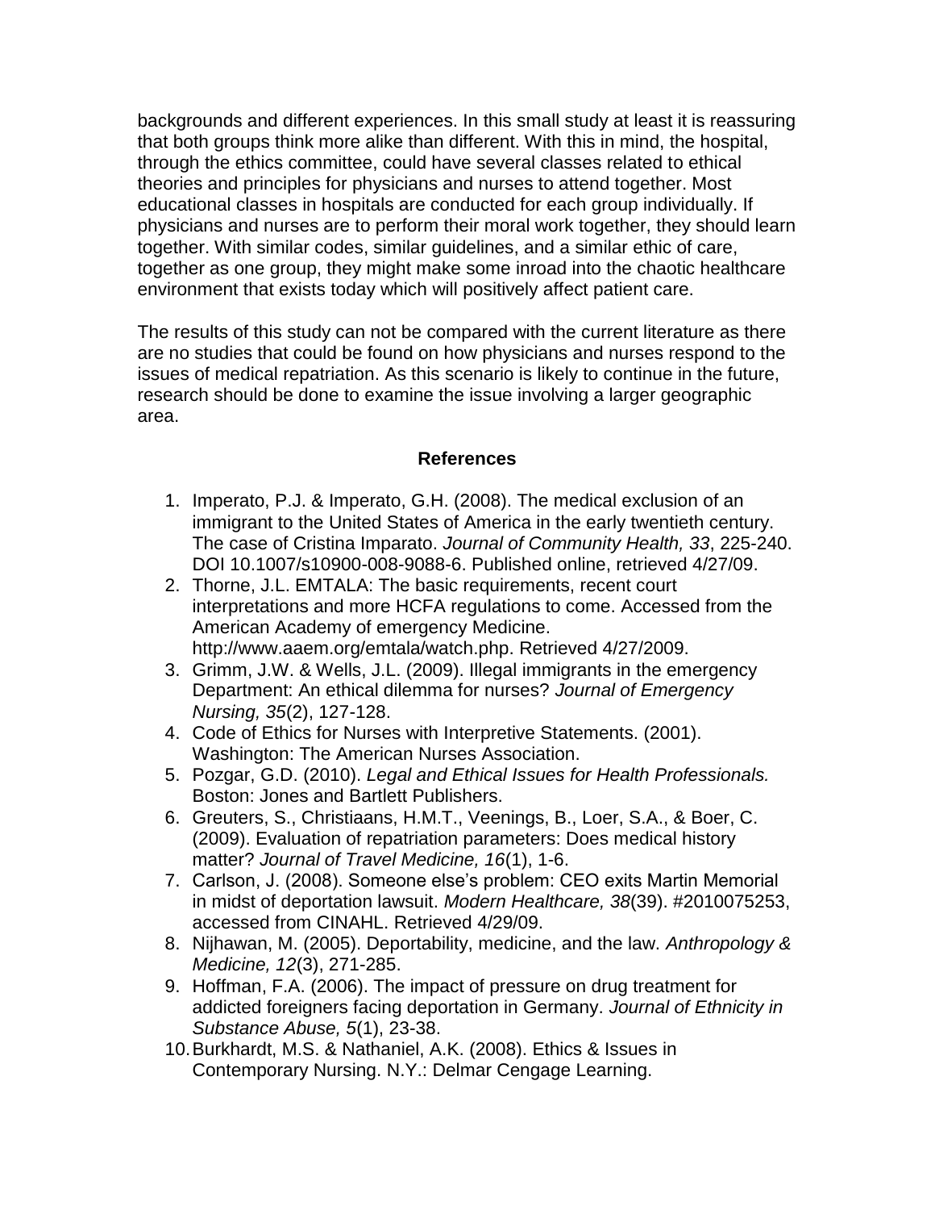backgrounds and different experiences. In this small study at least it is reassuring that both groups think more alike than different. With this in mind, the hospital, through the ethics committee, could have several classes related to ethical theories and principles for physicians and nurses to attend together. Most educational classes in hospitals are conducted for each group individually. If physicians and nurses are to perform their moral work together, they should learn together. With similar codes, similar guidelines, and a similar ethic of care, together as one group, they might make some inroad into the chaotic healthcare environment that exists today which will positively affect patient care.

The results of this study can not be compared with the current literature as there are no studies that could be found on how physicians and nurses respond to the issues of medical repatriation. As this scenario is likely to continue in the future, research should be done to examine the issue involving a larger geographic area.

## References

1. Imperato, P.J. & Imperato, G.H. (2008). The medical exclusion of an immigrant to the United States of America in the early twentieth century. The case of Cristina Imparato. *Journal of Community Health, 33*, 225-240. DOI 10.1007/s10900-008-9088-6. Published online, retrieved 4/27/09.
2. Thorne, J.L. EMTALA: The basic requirements, recent court interpretations and more HCFA regulations to come. Accessed from the American Academy of emergency Medicine. http://www.aaem.org/emtala/watch.php. Retrieved 4/27/2009.
3. Grimm, J.W. & Wells, J.L. (2009). Illegal immigrants in the emergency Department: An ethical dilemma for nurses? *Journal of Emergency Nursing, 35*(2), 127-128.
4. Code of Ethics for Nurses with Interpretive Statements. (2001). Washington: The American Nurses Association.
5. Pozgar, G.D. (2010). *Legal and Ethical Issues for Health Professionals.* Boston: Jones and Bartlett Publishers.
6. Greuters, S., Christiaans, H.M.T., Veenings, B., Loer, S.A., & Boer, C. (2009). Evaluation of repatriation parameters: Does medical history matter? *Journal of Travel Medicine, 16*(1), 1-6.
7. Carlson, J. (2008). Someone else's problem: CEO exits Martin Memorial in midst of deportation lawsuit. *Modern Healthcare, 38*(39). #2010075253, accessed from CINAHL. Retrieved 4/29/09.
8. Nijhawan, M. (2005). Deportability, medicine, and the law. *Anthropology & Medicine, 12*(3), 271-285.
9. Hoffman, F.A. (2006). The impact of pressure on drug treatment for addicted foreigners facing deportation in Germany. *Journal of Ethnicity in Substance Abuse, 5*(1), 23-38.
10. Burkhardt, M.S. & Nathaniel, A.K. (2008). Ethics & Issues in Contemporary Nursing. N.Y.: Delmar Cengage Learning.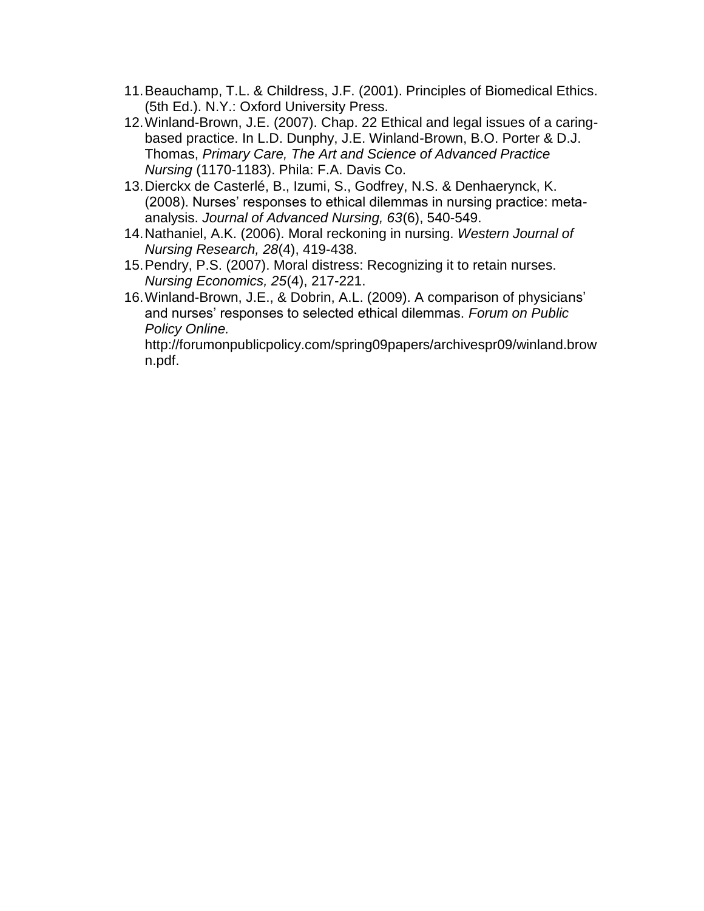11. Beauchamp, T.L. & Childress, J.F. (2001). Principles of Biomedical Ethics. (5th Ed.). N.Y.: Oxford University Press.
12. Winland-Brown, J.E. (2007). Chap. 22 Ethical and legal issues of a caring-based practice. In L.D. Dunphy, J.E. Winland-Brown, B.O. Porter & D.J. Thomas, *Primary Care, The Art and Science of Advanced Practice Nursing* (1170-1183). Phila: F.A. Davis Co.
13. Dierckx de Casterlé, B., Izumi, S., Godfrey, N.S. & Denhaerynck, K. (2008). Nurses' responses to ethical dilemmas in nursing practice: meta-analysis. *Journal of Advanced Nursing, 63*(6), 540-549.
14. Nathaniel, A.K. (2006). Moral reckoning in nursing. *Western Journal of Nursing Research, 28*(4), 419-438.
15. Pendry, P.S. (2007). Moral distress: Recognizing it to retain nurses. *Nursing Economics, 25*(4), 217-221.
16. Winland-Brown, J.E., & Dobrin, A.L. (2009). A comparison of physicians' and nurses' responses to selected ethical dilemmas. *Forum on Public Policy Online.* http://forumonpublicpolicy.com/spring09papers/archivespr09/winland.brown.pdf.